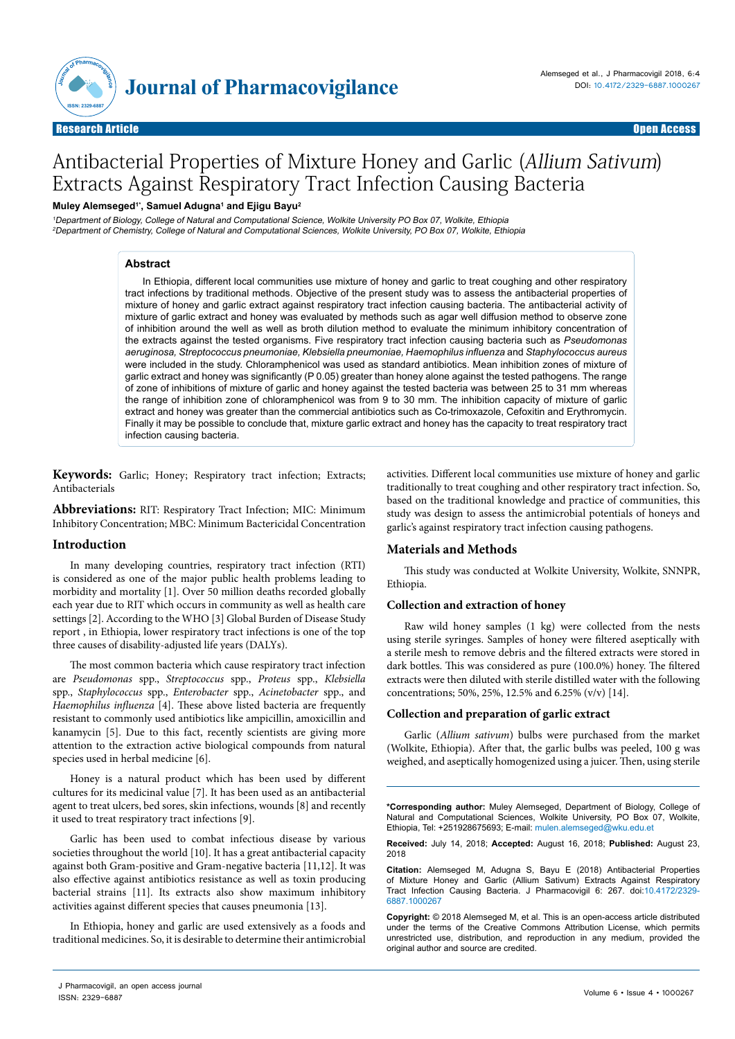# Antibacterial Properties of Mixture Honey and Garlic (*Allium Sativum*) Extracts Against Respiratory Tract Infection Causing Bacteria

**Muley Alemseged[1]*, Samuel Adugna[1] and Ejigu Bayu[2]**

[1]*Department of Biology, College of Natural and Computational Science, Wolkite University PO Box 07, Wolkite, Ethiopia*
[2]*Department of Chemistry, College of Natural and Computational Sciences, Wolkite University, PO Box 07, Wolkite, Ethiopia*

## Abstract

In Ethiopia, different local communities use mixture of honey and garlic to treat coughing and other respiratory tract infections by traditional methods. Objective of the present study was to assess the antibacterial properties of mixture of honey and garlic extract against respiratory tract infection causing bacteria. The antibacterial activity of mixture of garlic extract and honey was evaluated by methods such as agar well diffusion method to observe zone of inhibition around the well as well as broth dilution method to evaluate the minimum inhibitory concentration of the extracts against the tested organisms. Five respiratory tract infection causing bacteria such as *Pseudomonas aeruginosa, Streptococcus pneumoniae, Klebsiella pneumoniae, Haemophilus influenza* and *Staphylococcus aureus* were included in the study. Chloramphenicol was used as standard antibiotics. Mean inhibition zones of mixture of garlic extract and honey was significantly (P 0.05) greater than honey alone against the tested pathogens. The range of zone of inhibitions of mixture of garlic and honey against the tested bacteria was between 25 to 31 mm whereas the range of inhibition zone of chloramphenicol was from 9 to 30 mm. The inhibition capacity of mixture of garlic extract and honey was greater than the commercial antibiotics such as Co-trimoxazole, Cefoxitin and Erythromycin. Finally it may be possible to conclude that, mixture garlic extract and honey has the capacity to treat respiratory tract infection causing bacteria.

**Keywords:** Garlic; Honey; Respiratory tract infection; Extracts; Antibacterials

**Abbreviations:** RIT: Respiratory Tract Infection; MIC: Minimum Inhibitory Concentration; MBC: Minimum Bactericidal Concentration

## Introduction

In many developing countries, respiratory tract infection (RTI) is considered as one of the major public health problems leading to morbidity and mortality [1]. Over 50 million deaths recorded globally each year due to RIT which occurs in community as well as health care settings [2]. According to the WHO [3] Global Burden of Disease Study report , in Ethiopia, lower respiratory tract infections is one of the top three causes of disability-adjusted life years (DALYs).

The most common bacteria which cause respiratory tract infection are *Pseudomonas* spp., *Streptococcus* spp., *Proteus* spp., *Klebsiella* spp., *Staphylococcus* spp., *Enterobacter* spp., *Acinetobacter* spp., and *Haemophilus influenza* [4]. These above listed bacteria are frequently resistant to commonly used antibiotics like ampicillin, amoxicillin and kanamycin [5]. Due to this fact, recently scientists are giving more attention to the extraction active biological compounds from natural species used in herbal medicine [6].

Honey is a natural product which has been used by different cultures for its medicinal value [7]. It has been used as an antibacterial agent to treat ulcers, bed sores, skin infections, wounds [8] and recently it used to treat respiratory tract infections [9].

Garlic has been used to combat infectious disease by various societies throughout the world [10]. It has a great antibacterial capacity against both Gram-positive and Gram-negative bacteria [11,12]. It was also effective against antibiotics resistance as well as toxin producing bacterial strains [11]. Its extracts also show maximum inhibitory activities against different species that causes pneumonia [13].

In Ethiopia, honey and garlic are used extensively as a foods and traditional medicines. So, it is desirable to determine their antimicrobial activities. Different local communities use mixture of honey and garlic traditionally to treat coughing and other respiratory tract infection. So, based on the traditional knowledge and practice of communities, this study was design to assess the antimicrobial potentials of honeys and garlic's against respiratory tract infection causing pathogens.

## Materials and Methods

This study was conducted at Wolkite University, Wolkite, SNNPR, Ethiopia.

### Collection and extraction of honey

Raw wild honey samples (1 kg) were collected from the nests using sterile syringes. Samples of honey were filtered aseptically with a sterile mesh to remove debris and the filtered extracts were stored in dark bottles. This was considered as pure (100.0%) honey. The filtered extracts were then diluted with sterile distilled water with the following concentrations; 50%, 25%, 12.5% and 6.25% (v/v) [14].

### Collection and preparation of garlic extract

Garlic (*Allium sativum*) bulbs were purchased from the market (Wolkite, Ethiopia). After that, the garlic bulbs was peeled, 100 g was weighed, and aseptically homogenized using a juicer. Then, using sterile

**\*Corresponding author:** Muley Alemseged, Department of Biology, College of Natural and Computational Sciences, Wolkite University, PO Box 07, Wolkite, Ethiopia, Tel: +251928675693; E-mail: mulen.alemseged@wku.edu.et

**Received:** July 14, 2018; **Accepted:** August 16, 2018; **Published:** August 23, 2018

**Citation:** Alemseged M, Adugna S, Bayu E (2018) Antibacterial Properties of Mixture Honey and Garlic (Allium Sativum) Extracts Against Respiratory Tract Infection Causing Bacteria. J Pharmacovigil 6: 267. doi:10.4172/2329-6887.1000267

**Copyright:** © 2018 Alemseged M, et al. This is an open-access article distributed under the terms of the Creative Commons Attribution License, which permits unrestricted use, distribution, and reproduction in any medium, provided the original author and source are credited.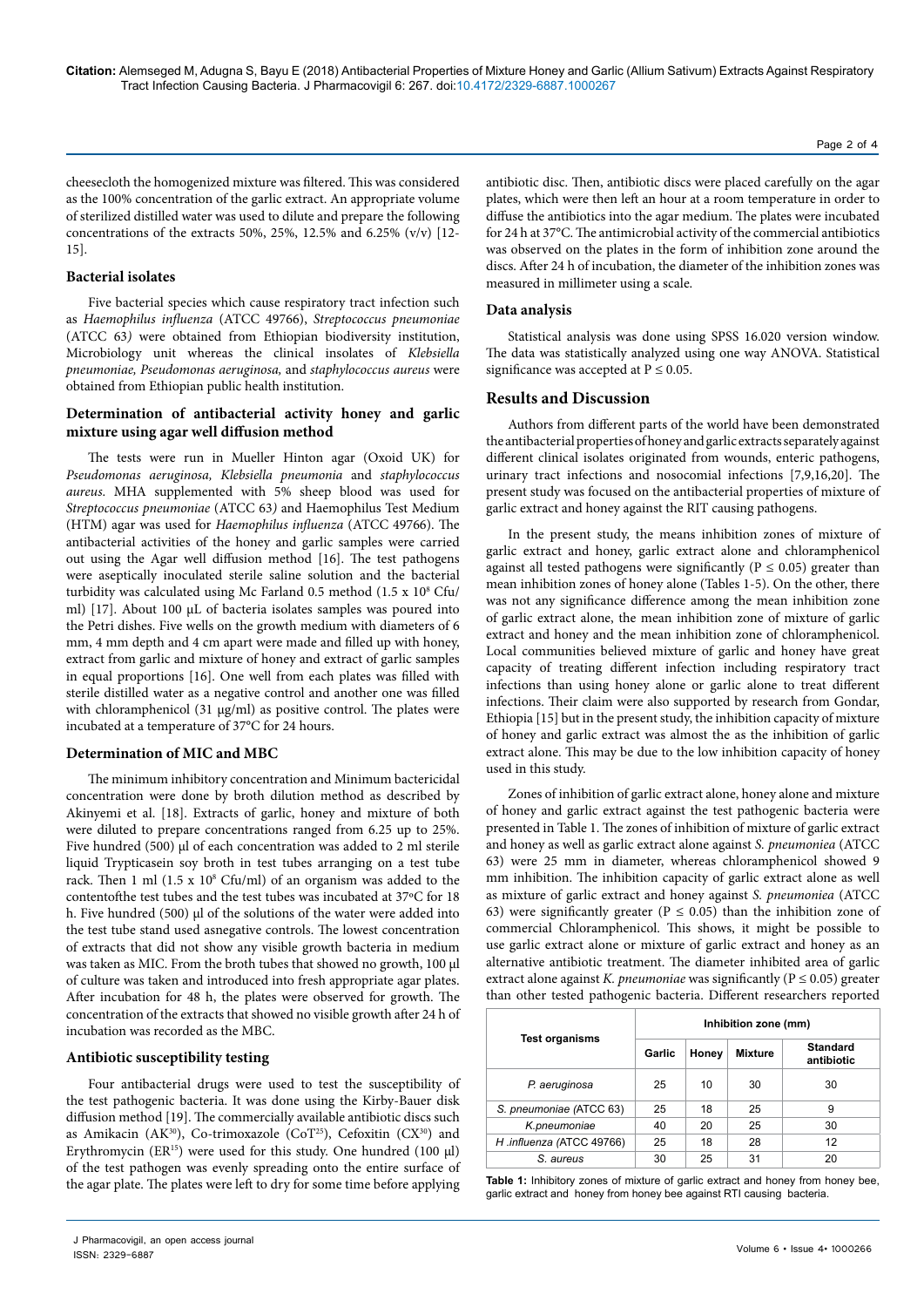cheesecloth the homogenized mixture was filtered. This was considered as the 100% concentration of the garlic extract. An appropriate volume of sterilized distilled water was used to dilute and prepare the following concentrations of the extracts 50%, 25%, 12.5% and 6.25% (v/v) [12-15].

### Bacterial isolates

Five bacterial species which cause respiratory tract infection such as *Haemophilus influenza* (ATCC 49766), *Streptococcus pneumoniae* (ATCC 63) were obtained from Ethiopian biodiversity institution, Microbiology unit whereas the clinical insolates of *Klebsiella pneumoniae, Pseudomonas aeruginosa,* and *staphylococcus aureus* were obtained from Ethiopian public health institution.

### Determination of antibacterial activity honey and garlic mixture using agar well diffusion method

The tests were run in Mueller Hinton agar (Oxoid UK) for *Pseudomonas aeruginosa, Klebsiella pneumonia* and *staphylococcus aureus*. MHA supplemented with 5% sheep blood was used for *Streptococcus pneumoniae* (ATCC 63) and Haemophilus Test Medium (HTM) agar was used for *Haemophilus influenza* (ATCC 49766). The antibacterial activities of the honey and garlic samples were carried out using the Agar well diffusion method [16]. The test pathogens were aseptically inoculated sterile saline solution and the bacterial turbidity was calculated using Mc Farland 0.5 method ($1.5 \times 10^8$ Cfu/ml) [17]. About 100 μL of bacteria isolates samples was poured into the Petri dishes. Five wells on the growth medium with diameters of 6 mm, 4 mm depth and 4 cm apart were made and filled up with honey, extract from garlic and mixture of honey and extract of garlic samples in equal proportions [16]. One well from each plates was filled with sterile distilled water as a negative control and another one was filled with chloramphenicol (31 μg/ml) as positive control. The plates were incubated at a temperature of 37°C for 24 hours.

### Determination of MIC and MBC

The minimum inhibitory concentration and Minimum bactericidal concentration were done by broth dilution method as described by Akinyemi et al. [18]. Extracts of garlic, honey and mixture of both were diluted to prepare concentrations ranged from 6.25 up to 25%. Five hundred (500) μl of each concentration was added to 2 ml sterile liquid Trypticasein soy broth in test tubes arranging on a test tube rack. Then 1 ml ($1.5 \times 10^8$ Cfu/ml) of an organism was added to the contentofthe test tubes and the test tubes was incubated at 37ºC for 18 h. Five hundred (500) μl of the solutions of the water were added into the test tube stand used asnegative controls. The lowest concentration of extracts that did not show any visible growth bacteria in medium was taken as MIC. From the broth tubes that showed no growth, 100 μl of culture was taken and introduced into fresh appropriate agar plates. After incubation for 48 h, the plates were observed for growth. The concentration of the extracts that showed no visible growth after 24 h of incubation was recorded as the MBC.

### Antibiotic susceptibility testing

Four antibacterial drugs were used to test the susceptibility of the test pathogenic bacteria. It was done using the Kirby-Bauer disk diffusion method [19]. The commercially available antibiotic discs such as Amikacin ($AK^{30}$), Co-trimoxazole ($CoT^{25}$), Cefoxitin ($CX^{30}$) and Erythromycin ($ER^{15}$) were used for this study. One hundred (100 μl) of the test pathogen was evenly spreading onto the entire surface of the agar plate. The plates were left to dry for some time before applying antibiotic disc. Then, antibiotic discs were placed carefully on the agar plates, which were then left an hour at a room temperature in order to diffuse the antibiotics into the agar medium. The plates were incubated for 24 h at 37°C. The antimicrobial activity of the commercial antibiotics was observed on the plates in the form of inhibition zone around the discs. After 24 h of incubation, the diameter of the inhibition zones was measured in millimeter using a scale.

### Data analysis

Statistical analysis was done using SPSS 16.020 version window. The data was statistically analyzed using one way ANOVA. Statistical significance was accepted at $P \leq 0.05$.

## Results and Discussion

Authors from different parts of the world have been demonstrated the antibacterial properties of honey and garlic extracts separately against different clinical isolates originated from wounds, enteric pathogens, urinary tract infections and nosocomial infections [7,9,16,20]. The present study was focused on the antibacterial properties of mixture of garlic extract and honey against the RIT causing pathogens.

In the present study, the means inhibition zones of mixture of garlic extract and honey, garlic extract alone and chloramphenicol against all tested pathogens were significantly ($P \leq 0.05$) greater than mean inhibition zones of honey alone (Tables 1-5). On the other, there was not any significance difference among the mean inhibition zone of garlic extract alone, the mean inhibition zone of mixture of garlic extract and honey and the mean inhibition zone of chloramphenicol. Local communities believed mixture of garlic and honey have great capacity of treating different infection including respiratory tract infections than using honey alone or garlic alone to treat different infections. Their claim were also supported by research from Gondar, Ethiopia [15] but in the present study, the inhibition capacity of mixture of honey and garlic extract was almost the as the inhibition of garlic extract alone. This may be due to the low inhibition capacity of honey used in this study.

Zones of inhibition of garlic extract alone, honey alone and mixture of honey and garlic extract against the test pathogenic bacteria were presented in Table 1. The zones of inhibition of mixture of garlic extract and honey as well as garlic extract alone against *S. pneumoniea* (ATCC 63) were 25 mm in diameter, whereas chloramphenicol showed 9 mm inhibition. The inhibition capacity of garlic extract alone as well as mixture of garlic extract and honey against *S. pneumoniea* (ATCC 63) were significantly greater ($P \leq 0.05$) than the inhibition zone of commercial Chloramphenicol. This shows, it might be possible to use garlic extract alone or mixture of garlic extract and honey as an alternative antibiotic treatment. The diameter inhibited area of garlic extract alone against *K. pneumoniae* was significantly ($P \leq 0.05$) greater than other tested pathogenic bacteria. Different researchers reported

| Test organisms | Inhibition zone (mm) | | | |
|---|---|---|---|---|
| | Garlic | Honey | Mixture | Standard antibiotic |
| *P. aeruginosa* | 25 | 10 | 30 | 30 |
| *S. pneumoniae* (ATCC 63) | 25 | 18 | 25 | 9 |
| *K.pneumoniae* | 40 | 20 | 25 | 30 |
| *H .influenza* (ATCC 49766) | 25 | 18 | 28 | 12 |
| *S. aureus* | 30 | 25 | 31 | 20 |

**Table 1:** Inhibitory zones of mixture of garlic extract and honey from honey bee, garlic extract and honey from honey bee against RTI causing bacteria.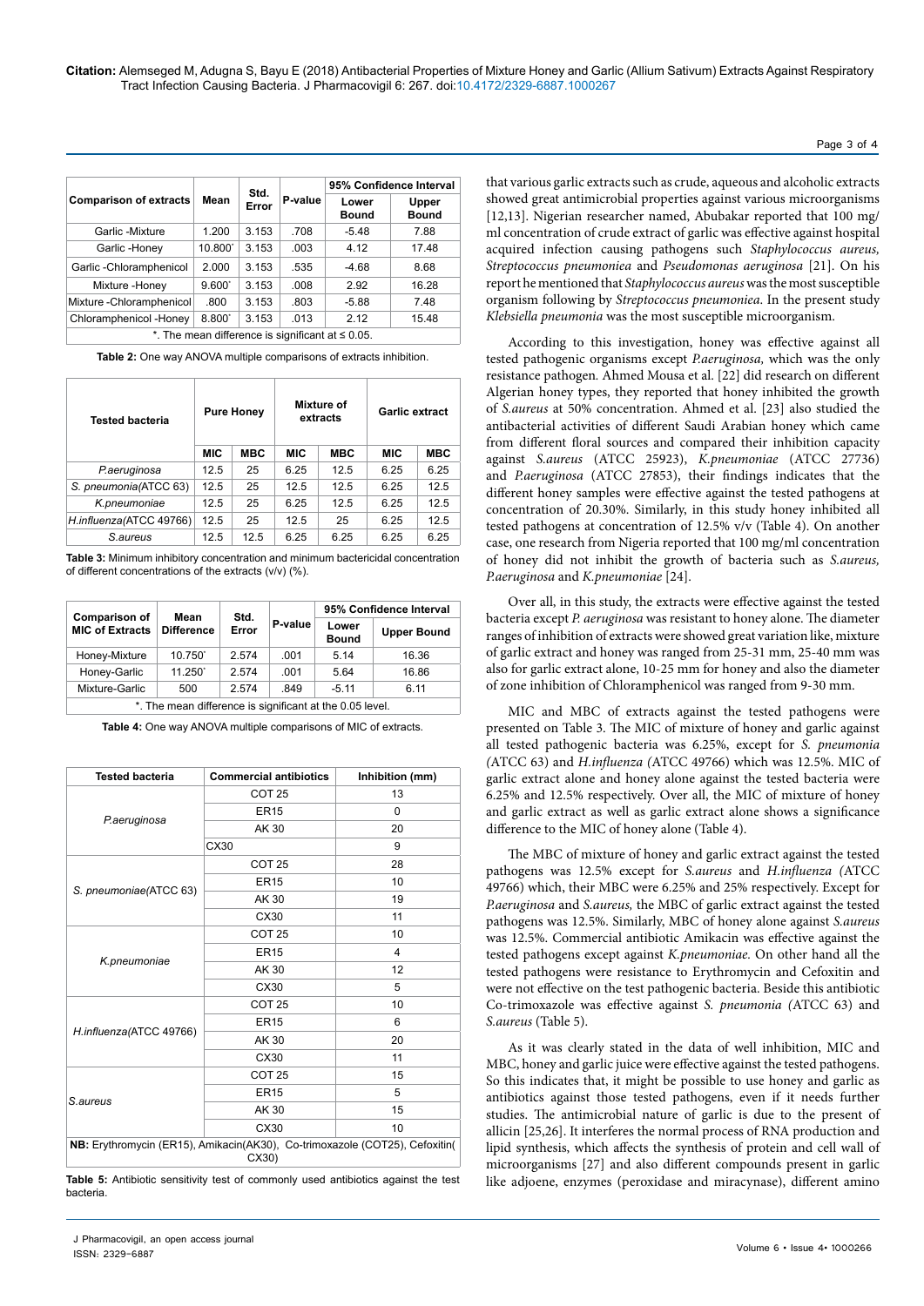| Comparison of extracts | Mean | Std. Error | P-value | 95% Confidence Interval | |
|---|---|---|---|---|---|
| | | | | Lower Bound | Upper Bound |
| Garlic -Mixture | 1.200 | 3.153 | .708 | -5.48 | 7.88 |
| Garlic -Honey | 10.800* | 3.153 | .003 | 4.12 | 17.48 |
| Garlic -Chloramphenicol | 2.000 | 3.153 | .535 | -4.68 | 8.68 |
| Mixture -Honey | 9.600* | 3.153 | .008 | 2.92 | 16.28 |
| Mixture -Chloramphenicol | .800 | 3.153 | .803 | -5.88 | 7.48 |
| Chloramphenicol -Honey | 8.800* | 3.153 | .013 | 2.12 | 15.48 |
| *. The mean difference is significant at ≤ 0.05. | | | | | |

**Table 2:** One way ANOVA multiple comparisons of extracts inhibition.

| Tested bacteria | Pure Honey | | Mixture of extracts | | Garlic extract | |
|---|---|---|---|---|---|---|
| | MIC | MBC | MIC | MBC | MIC | MBC |
| *P.aeruginosa* | 12.5 | 25 | 6.25 | 12.5 | 6.25 | 6.25 |
| *S. pneumonia*(ATCC 63) | 12.5 | 25 | 12.5 | 12.5 | 6.25 | 12.5 |
| *K.pneumoniae* | 12.5 | 25 | 6.25 | 12.5 | 6.25 | 12.5 |
| *H.influenza*(ATCC 49766) | 12.5 | 25 | 12.5 | 25 | 6.25 | 12.5 |
| *S.aureus* | 12.5 | 12.5 | 6.25 | 6.25 | 6.25 | 6.25 |

**Table 3:** Minimum inhibitory concentration and minimum bactericidal concentration of different concentrations of the extracts (v/v) (%).

| Comparison of MIC of Extracts | Mean Difference | Std. Error | P-value | 95% Confidence Interval | |
|---|---|---|---|---|---|
| | | | | Lower Bound | Upper Bound |
| Honey-Mixture | 10.750* | 2.574 | .001 | 5.14 | 16.36 |
| Honey-Garlic | 11.250* | 2.574 | .001 | 5.64 | 16.86 |
| Mixture-Garlic | 500 | 2.574 | .849 | -5.11 | 6.11 |
| *. The mean difference is significant at the 0.05 level. | | | | | |

**Table 4:** One way ANOVA multiple comparisons of MIC of extracts.

| Tested bacteria | Commercial antibiotics | Inhibition (mm) |
|---|---|---|
| *P.aeruginosa* | COT 25 | 13 |
| | ER15 | 0 |
| | AK 30 | 20 |
| | CX30 | 9 |
| *S. pneumoniae*(ATCC 63) | COT 25 | 28 |
| | ER15 | 10 |
| | AK 30 | 19 |
| | CX30 | 11 |
| *K.pneumoniae* | COT 25 | 10 |
| | ER15 | 4 |
| | AK 30 | 12 |
| | CX30 | 5 |
| *H.influenza*(ATCC 49766) | COT 25 | 10 |
| | ER15 | 6 |
| | AK 30 | 20 |
| | CX30 | 11 |
| *S.aureus* | COT 25 | 15 |
| | ER15 | 5 |
| | AK 30 | 15 |
| | CX30 | 10 |
| **NB:** Erythromycin (ER15), Amikacin(AK30), Co-trimoxazole (COT25), Cefoxitin( CX30) | | |

**Table 5:** Antibiotic sensitivity test of commonly used antibiotics against the test bacteria.

that various garlic extracts such as crude, aqueous and alcoholic extracts showed great antimicrobial properties against various microorganisms [12,13]. Nigerian researcher named, Abubakar reported that 100 mg/ml concentration of crude extract of garlic was effective against hospital acquired infection causing pathogens such *Staphylococcus aureus, Streptococcus pneumoniea* and *Pseudomonas aeruginosa* [21]. On his report he mentioned that *Staphylococcus aureus* was the most susceptible organism following by *Streptococcus pneumoniea.* In the present study *Klebsiella pneumonia* was the most susceptible microorganism.

According to this investigation, honey was effective against all tested pathogenic organisms except *P.aeruginosa,* which was the only resistance pathogen. Ahmed Mousa et al. [22] did research on different Algerian honey types, they reported that honey inhibited the growth of *S.aureus* at 50% concentration. Ahmed et al. [23] also studied the antibacterial activities of different Saudi Arabian honey which came from different floral sources and compared their inhibition capacity against *S.aureus* (ATCC 25923), *K.pneumoniae* (ATCC 27736) and *P.aeruginosa* (ATCC 27853), their findings indicates that the different honey samples were effective against the tested pathogens at concentration of 20.30%. Similarly, in this study honey inhibited all tested pathogens at concentration of 12.5% v/v (Table 4). On another case, one research from Nigeria reported that 100 mg/ml concentration of honey did not inhibit the growth of bacteria such as *S.aureus, P.aeruginosa* and *K.pneumoniae* [24].

Over all, in this study, the extracts were effective against the tested bacteria except *P. aeruginosa* was resistant to honey alone. The diameter ranges of inhibition of extracts were showed great variation like, mixture of garlic extract and honey was ranged from 25-31 mm, 25-40 mm was also for garlic extract alone, 10-25 mm for honey and also the diameter of zone inhibition of Chloramphenicol was ranged from 9-30 mm.

MIC and MBC of extracts against the tested pathogens were presented on Table 3. The MIC of mixture of honey and garlic against all tested pathogenic bacteria was 6.25%, except for *S. pneumonia (*ATCC 63) and *H.influenza (*ATCC 49766) which was 12.5%. MIC of garlic extract alone and honey alone against the tested bacteria were 6.25% and 12.5% respectively. Over all, the MIC of mixture of honey and garlic extract as well as garlic extract alone shows a significance difference to the MIC of honey alone (Table 4).

The MBC of mixture of honey and garlic extract against the tested pathogens was 12.5% except for *S.aureus* and *H.influenza (*ATCC 49766) which, their MBC were 6.25% and 25% respectively. Except for *P.aeruginosa* and *S.aureus,* the MBC of garlic extract against the tested pathogens was 12.5%. Similarly, MBC of honey alone against *S.aureus* was 12.5%. Commercial antibiotic Amikacin was effective against the tested pathogens except against *K.pneumoniae.* On other hand all the tested pathogens were resistance to Erythromycin and Cefoxitin and were not effective on the test pathogenic bacteria. Beside this antibiotic Co-trimoxazole was effective against *S. pneumonia (*ATCC 63) and *S.aureus* (Table 5).

As it was clearly stated in the data of well inhibition, MIC and MBC, honey and garlic juice were effective against the tested pathogens. So this indicates that, it might be possible to use honey and garlic as antibiotics against those tested pathogens, even if it needs further studies. The antimicrobial nature of garlic is due to the present of allicin [25,26]. It interferes the normal process of RNA production and lipid synthesis, which affects the synthesis of protein and cell wall of microorganisms [27] and also different compounds present in garlic like adjoene, enzymes (peroxidase and miracynase), different amino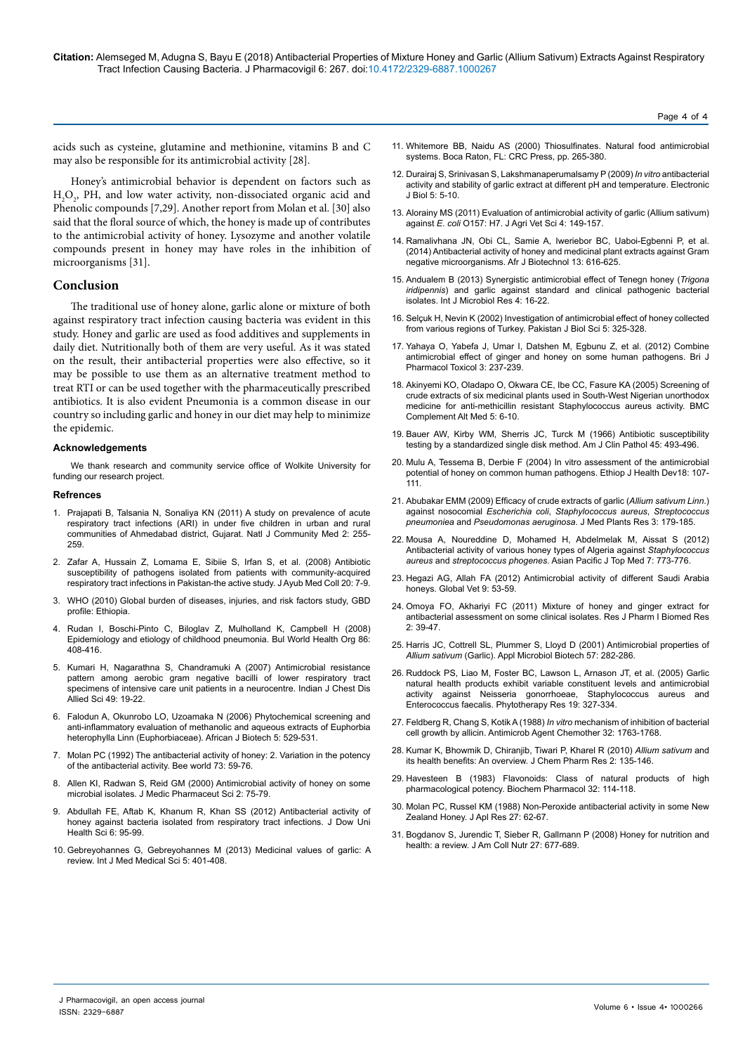acids such as cysteine, glutamine and methionine, vitamins B and C may also be responsible for its antimicrobial activity [28].

Honey's antimicrobial behavior is dependent on factors such as $H_2O_2$, PH, and low water activity, non-dissociated organic acid and Phenolic compounds [7,29]. Another report from Molan et al. [30] also said that the floral source of which, the honey is made up of contributes to the antimicrobial activity of honey. Lysozyme and another volatile compounds present in honey may have roles in the inhibition of microorganisms [31].

## Conclusion

The traditional use of honey alone, garlic alone or mixture of both against respiratory tract infection causing bacteria was evident in this study. Honey and garlic are used as food additives and supplements in daily diet. Nutritionally both of them are very useful. As it was stated on the result, their antibacterial properties were also effective, so it may be possible to use them as an alternative treatment method to treat RTI or can be used together with the pharmaceutically prescribed antibiotics. It is also evident Pneumonia is a common disease in our country so including garlic and honey in our diet may help to minimize the epidemic.

### Acknowledgements

We thank research and community service office of Wolkite University for funding our research project.

### Refrences

1. Prajapati B, Talsania N, Sonaliya KN (2011) A study on prevalence of acute respiratory tract infections (ARI) in under five children in urban and rural communities of Ahmedabad district, Gujarat. Natl J Community Med 2: 255-259.
2. Zafar A, Hussain Z, Lomama E, Sibiie S, Irfan S, et al. (2008) Antibiotic susceptibility of pathogens isolated from patients with community-acquired respiratory tract infections in Pakistan-the active study. J Ayub Med Coll 20: 7-9.
3. WHO (2010) Global burden of diseases, injuries, and risk factors study, GBD profile: Ethiopia.
4. Rudan I, Boschi-Pinto C, Biloglav Z, Mulholland K, Campbell H (2008) Epidemiology and etiology of childhood pneumonia. Bul World Health Org 86: 408-416.
5. Kumari H, Nagarathna S, Chandramuki A (2007) Antimicrobial resistance pattern among aerobic gram negative bacilli of lower respiratory tract specimens of intensive care unit patients in a neurocentre. Indian J Chest Dis Allied Sci 49: 19-22.
6. Falodun A, Okunrobo LO, Uzoamaka N (2006) Phytochemical screening and anti-inflammatory evaluation of methanolic and aqueous extracts of Euphorbia heterophylla Linn (Euphorbiaceae). African J Biotech 5: 529-531.
7. Molan PC (1992) The antibacterial activity of honey: 2. Variation in the potency of the antibacterial activity. Bee world 73: 59-76.
8. Allen KI, Radwan S, Reid GM (2000) Antimicrobial activity of honey on some microbial isolates. J Medic Pharmaceut Sci 2: 75-79.
9. Abdullah FE, Aftab K, Khanum R, Khan SS (2012) Antibacterial activity of honey against bacteria isolated from respiratory tract infections. J Dow Uni Health Sci 6: 95-99.
10. Gebreyohannes G, Gebreyohannes M (2013) Medicinal values of garlic: A review. Int J Med Medical Sci 5: 401-408.
11. Whitemore BB, Naidu AS (2000) Thiosulfinates. Natural food antimicrobial systems. Boca Raton, FL: CRC Press, pp. 265-380.
12. Durairaj S, Srinivasan S, Lakshmanaperumalsamy P (2009) *In vitro* antibacterial activity and stability of garlic extract at different pH and temperature. Electronic J Biol 5: 5-10.
13. Alorainy MS (2011) Evaluation of antimicrobial activity of garlic (Allium sativum) against *E. coli* O157: H7. J Agri Vet Sci 4: 149-157.
14. Ramalivhana JN, Obi CL, Samie A, Iweriebor BC, Uaboi-Egbenni P, et al. (2014) Antibacterial activity of honey and medicinal plant extracts against Gram negative microorganisms. Afr J Biotechnol 13: 616-625.
15. Andualem B (2013) Synergistic antimicrobial effect of Tenegn honey (*Trigona iridipennis*) and garlic against standard and clinical pathogenic bacterial isolates. Int J Microbiol Res 4: 16-22.
16. Selçuk H, Nevin K (2002) Investigation of antimicrobial effect of honey collected from various regions of Turkey. Pakistan J Biol Sci 5: 325-328.
17. Yahaya O, Yabefa J, Umar I, Datshen M, Egbunu Z, et al. (2012) Combine antimicrobial effect of ginger and honey on some human pathogens. Bri J Pharmacol Toxicol 3: 237-239.
18. Akinyemi KO, Oladapo O, Okwara CE, Ibe CC, Fasure KA (2005) Screening of crude extracts of six medicinal plants used in South-West Nigerian unorthodox medicine for anti-methicillin resistant Staphylococcus aureus activity. BMC Complement Alt Med 5: 6-10.
19. Bauer AW, Kirby WM, Sherris JC, Turck M (1966) Antibiotic susceptibility testing by a standardized single disk method. Am J Clin Pathol 45: 493-496.
20. Mulu A, Tessema B, Derbie F (2004) In vitro assessment of the antimicrobial potential of honey on common human pathogens. Ethiop J Health Dev18: 107-111.
21. Abubakar EMM (2009) Efficacy of crude extracts of garlic (*Allium sativum Linn.*) against nosocomial *Escherichia coli*, *Staphylococcus aureus*, *Streptococcus pneumoniea* and *Pseudomonas aeruginosa*. J Med Plants Res 3: 179-185.
22. Mousa A, Noureddine D, Mohamed H, Abdelmelak M, Aissat S (2012) Antibacterial activity of various honey types of Algeria against *Staphylococcus aureus* and *streptococcus phogenes*. Asian Pacific J Top Med 7: 773-776.
23. Hegazi AG, Allah FA (2012) Antimicrobial activity of different Saudi Arabia honeys. Global Vet 9: 53-59.
24. Omoya FO, Akhariyi FC (2011) Mixture of honey and ginger extract for antibacterial assessment on some clinical isolates. Res J Pharm I Biomed Res 2: 39-47.
25. Harris JC, Cottrell SL, Plummer S, Lloyd D (2001) Antimicrobial properties of *Allium sativum* (Garlic). Appl Microbiol Biotech 57: 282-286.
26. Ruddock PS, Liao M, Foster BC, Lawson L, Arnason JT, et al. (2005) Garlic natural health products exhibit variable constituent levels and antimicrobial activity against Neisseria gonorrhoeae, Staphylococcus aureus and Enterococcus faecalis. Phytotherapy Res 19: 327-334.
27. Feldberg R, Chang S, Kotik A (1988) *In vitro* mechanism of inhibition of bacterial cell growth by allicin. Antimicrob Agent Chemother 32: 1763-1768.
28. Kumar K, Bhowmik D, Chiranjib, Tiwari P, Kharel R (2010) *Allium sativum* and its health benefits: An overview. J Chem Pharm Res 2: 135-146.
29. Havesteen B (1983) Flavonoids: Class of natural products of high pharmacological potency. Biochem Pharmacol 32: 114-118.
30. Molan PC, Russel KM (1988) Non-Peroxide antibacterial activity in some New Zealand Honey. J Apl Res 27: 62-67.
31. Bogdanov S, Jurendic T, Sieber R, Gallmann P (2008) Honey for nutrition and health: a review. J Am Coll Nutr 27: 677-689.